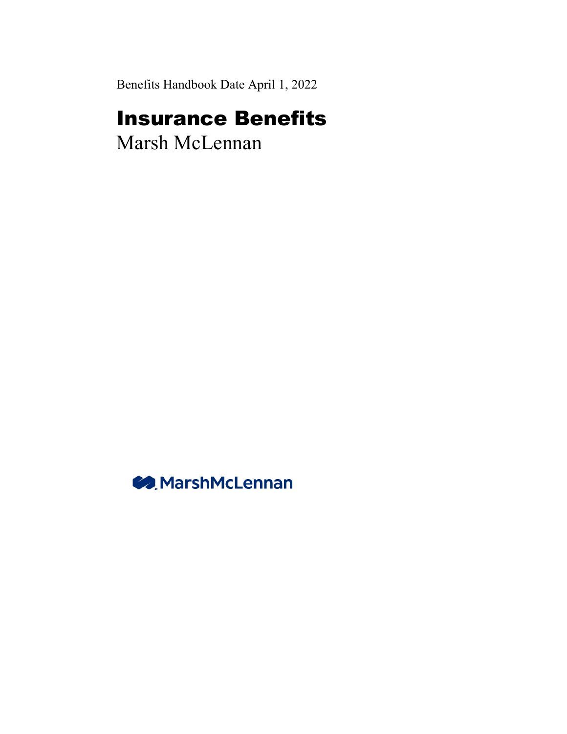Benefits Handbook Date April 1, 2022

# Insurance Benefits

Marsh McLennan

MarshMcLennan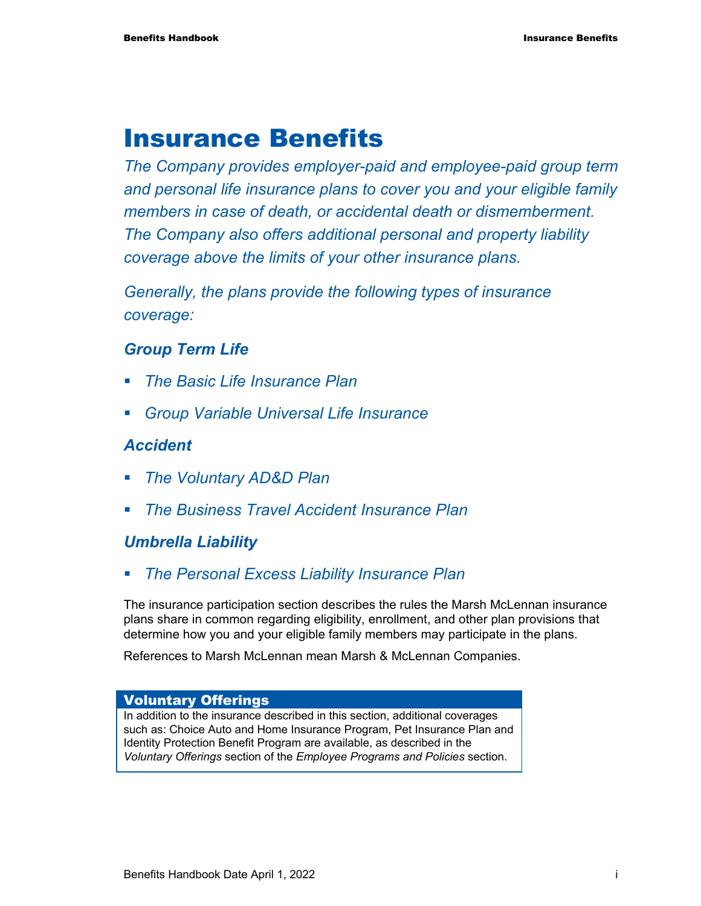# Insurance Benefits

*The Company provides employer-paid and employee-paid group term and personal life insurance plans to cover you and your eligible family members in case of death, or accidental death or dismemberment. The Company also offers additional personal and property liability coverage above the limits of your other insurance plans.*

*Generally, the plans provide the following types of insurance coverage:*

### *Group Term Life*

- *The Basic Life Insurance Plan*
- *Group Variable Universal Life Insurance*

### *Accident*

- *The Voluntary AD&D Plan*
- *The Business Travel Accident Insurance Plan*

### *Umbrella Liability*

- *The Personal Excess Liability Insurance Plan*

The insurance participation section describes the rules the Marsh McLennan insurance plans share in common regarding eligibility, enrollment, and other plan provisions that determine how you and your eligible family members may participate in the plans.

References to Marsh McLennan mean Marsh & McLennan Companies.

**Voluntary Offerings**

In addition to the insurance described in this section, additional coverages such as: Choice Auto and Home Insurance Program, Pet Insurance Plan and Identity Protection Benefit Program are available, as described in the *Voluntary Offerings* section of the *Employee Programs and Policies* section.